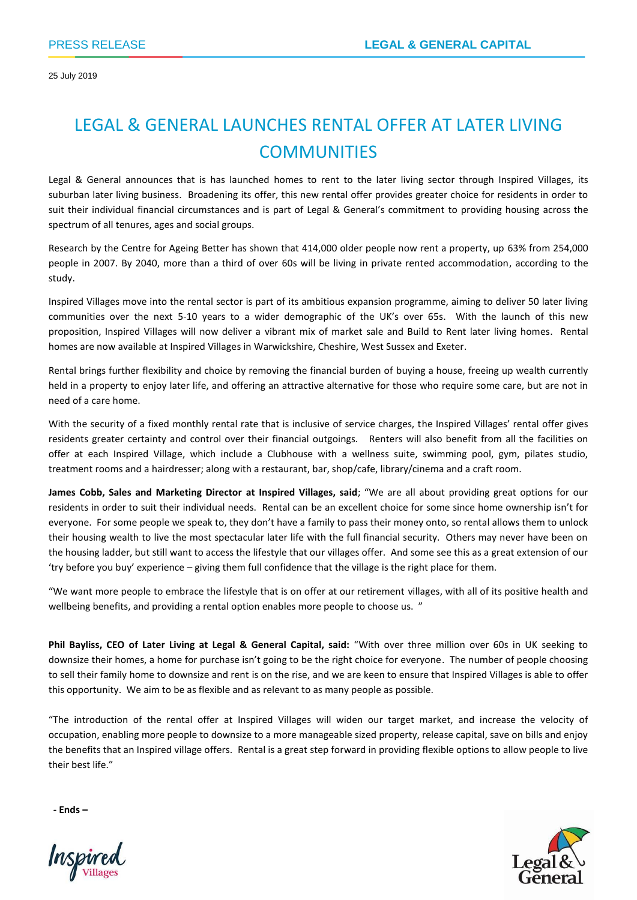PRESS RELEASE

LEGAL & GENERAL CAPITAL

25 July 2019

# LEGAL & GENERAL LAUNCHES RENTAL OFFER AT LATER LIVING COMMUNITIES

Legal & General announces that is has launched homes to rent to the later living sector through Inspired Villages, its suburban later living business. Broadening its offer, this new rental offer provides greater choice for residents in order to suit their individual financial circumstances and is part of Legal & General's commitment to providing housing across the spectrum of all tenures, ages and social groups.

Research by the Centre for Ageing Better has shown that 414,000 older people now rent a property, up 63% from 254,000 people in 2007. By 2040, more than a third of over 60s will be living in private rented accommodation, according to the study.

Inspired Villages move into the rental sector is part of its ambitious expansion programme, aiming to deliver 50 later living communities over the next 5-10 years to a wider demographic of the UK's over 65s. With the launch of this new proposition, Inspired Villages will now deliver a vibrant mix of market sale and Build to Rent later living homes. Rental homes are now available at Inspired Villages in Warwickshire, Cheshire, West Sussex and Exeter.

Rental brings further flexibility and choice by removing the financial burden of buying a house, freeing up wealth currently held in a property to enjoy later life, and offering an attractive alternative for those who require some care, but are not in need of a care home.

With the security of a fixed monthly rental rate that is inclusive of service charges, the Inspired Villages' rental offer gives residents greater certainty and control over their financial outgoings. Renters will also benefit from all the facilities on offer at each Inspired Village, which include a Clubhouse with a wellness suite, swimming pool, gym, pilates studio, treatment rooms and a hairdresser; along with a restaurant, bar, shop/cafe, library/cinema and a craft room.

**James Cobb, Sales and Marketing Director at Inspired Villages, said**; "We are all about providing great options for our residents in order to suit their individual needs. Rental can be an excellent choice for some since home ownership isn't for everyone. For some people we speak to, they don't have a family to pass their money onto, so rental allows them to unlock their housing wealth to live the most spectacular later life with the full financial security. Others may never have been on the housing ladder, but still want to access the lifestyle that our villages offer. And some see this as a great extension of our 'try before you buy' experience – giving them full confidence that the village is the right place for them.

"We want more people to embrace the lifestyle that is on offer at our retirement villages, with all of its positive health and wellbeing benefits, and providing a rental option enables more people to choose us. "

**Phil Bayliss, CEO of Later Living at Legal & General Capital, said:** "With over three million over 60s in UK seeking to downsize their homes, a home for purchase isn't going to be the right choice for everyone. The number of people choosing to sell their family home to downsize and rent is on the rise, and we are keen to ensure that Inspired Villages is able to offer this opportunity. We aim to be as flexible and as relevant to as many people as possible.

"The introduction of the rental offer at Inspired Villages will widen our target market, and increase the velocity of occupation, enabling more people to downsize to a more manageable sized property, release capital, save on bills and enjoy the benefits that an Inspired village offers. Rental is a great step forward in providing flexible options to allow people to live their best life."

**- Ends –**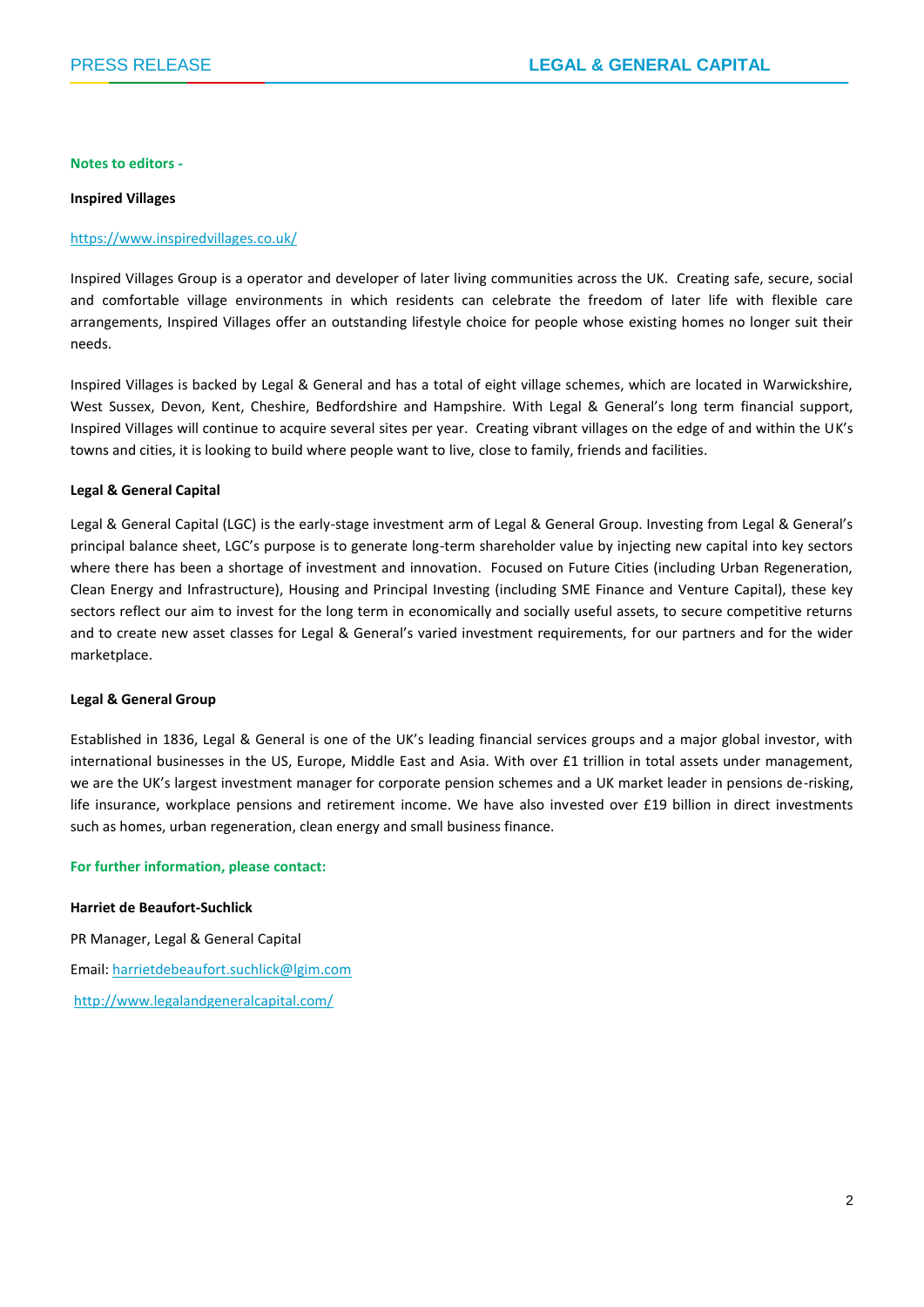**Notes to editors -**

**Inspired Villages**

https://www.inspiredvillages.co.uk/

Inspired Villages Group is a operator and developer of later living communities across the UK. Creating safe, secure, social and comfortable village environments in which residents can celebrate the freedom of later life with flexible care arrangements, Inspired Villages offer an outstanding lifestyle choice for people whose existing homes no longer suit their needs.

Inspired Villages is backed by Legal & General and has a total of eight village schemes, which are located in Warwickshire, West Sussex, Devon, Kent, Cheshire, Bedfordshire and Hampshire. With Legal & General's long term financial support, Inspired Villages will continue to acquire several sites per year. Creating vibrant villages on the edge of and within the UK's towns and cities, it is looking to build where people want to live, close to family, friends and facilities.

**Legal & General Capital**

Legal & General Capital (LGC) is the early-stage investment arm of Legal & General Group. Investing from Legal & General's principal balance sheet, LGC's purpose is to generate long-term shareholder value by injecting new capital into key sectors where there has been a shortage of investment and innovation. Focused on Future Cities (including Urban Regeneration, Clean Energy and Infrastructure), Housing and Principal Investing (including SME Finance and Venture Capital), these key sectors reflect our aim to invest for the long term in economically and socially useful assets, to secure competitive returns and to create new asset classes for Legal & General's varied investment requirements, for our partners and for the wider marketplace.

**Legal & General Group**

Established in 1836, Legal & General is one of the UK's leading financial services groups and a major global investor, with international businesses in the US, Europe, Middle East and Asia. With over £1 trillion in total assets under management, we are the UK's largest investment manager for corporate pension schemes and a UK market leader in pensions de-risking, life insurance, workplace pensions and retirement income. We have also invested over £19 billion in direct investments such as homes, urban regeneration, clean energy and small business finance.

**For further information, please contact:**

**Harriet de Beaufort-Suchlick**

PR Manager, Legal & General Capital

Email: harrietdebeaufort.suchlick@lgim.com

http://www.legalandgeneralcapital.com/